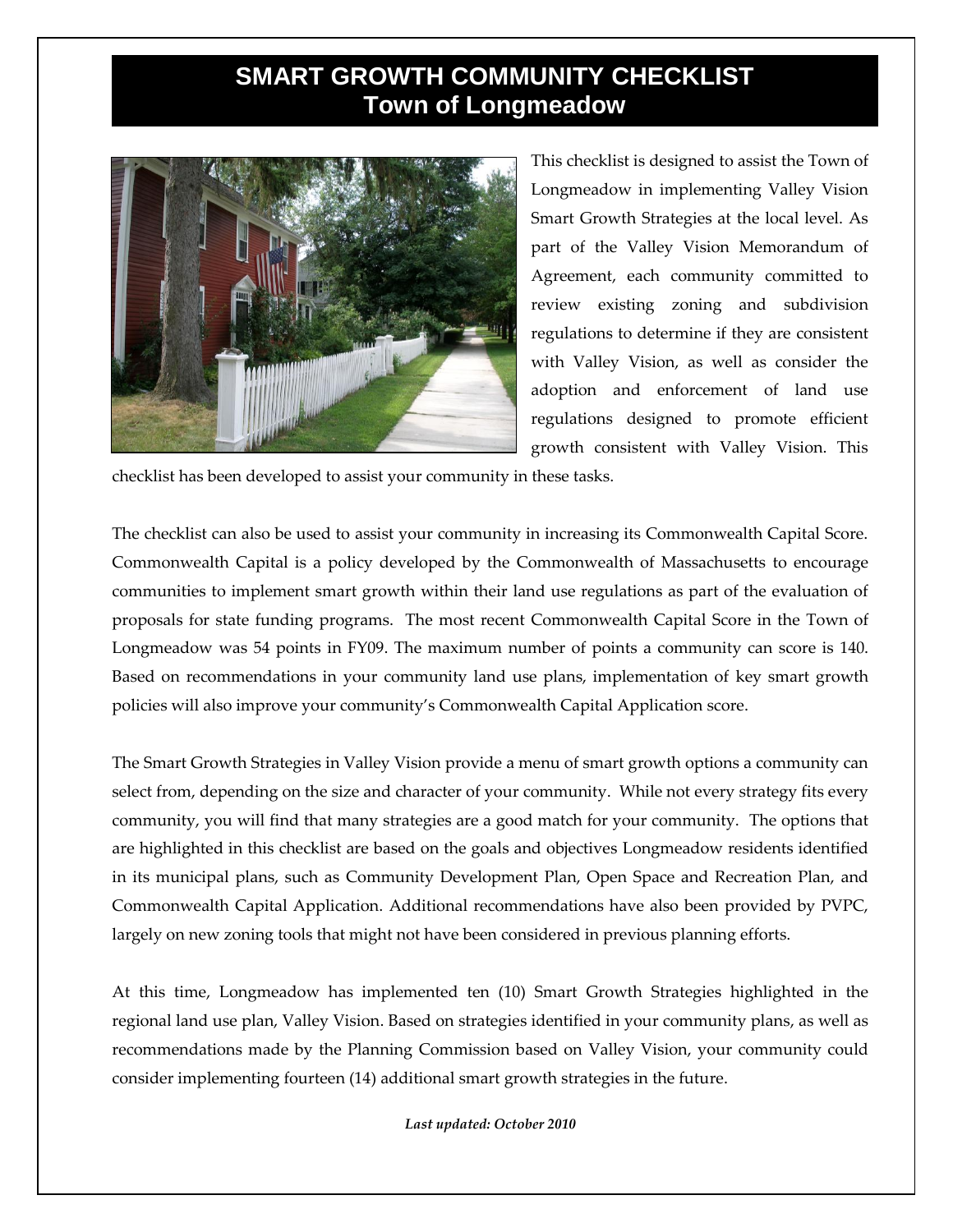# SMART GROWTH COMMUNITY CHECKLIST
## Town of Longmeadow

This checklist is designed to assist the Town of Longmeadow in implementing Valley Vision Smart Growth Strategies at the local level. As part of the Valley Vision Memorandum of Agreement, each community committed to review existing zoning and subdivision regulations to determine if they are consistent with Valley Vision, as well as consider the adoption and enforcement of land use regulations designed to promote efficient growth consistent with Valley Vision. This checklist has been developed to assist your community in these tasks.

The checklist can also be used to assist your community in increasing its Commonwealth Capital Score. Commonwealth Capital is a policy developed by the Commonwealth of Massachusetts to encourage communities to implement smart growth within their land use regulations as part of the evaluation of proposals for state funding programs. The most recent Commonwealth Capital Score in the Town of Longmeadow was 54 points in FY09. The maximum number of points a community can score is 140. Based on recommendations in your community land use plans, implementation of key smart growth policies will also improve your community's Commonwealth Capital Application score.

The Smart Growth Strategies in Valley Vision provide a menu of smart growth options a community can select from, depending on the size and character of your community. While not every strategy fits every community, you will find that many strategies are a good match for your community. The options that are highlighted in this checklist are based on the goals and objectives Longmeadow residents identified in its municipal plans, such as Community Development Plan, Open Space and Recreation Plan, and Commonwealth Capital Application. Additional recommendations have also been provided by PVPC, largely on new zoning tools that might not have been considered in previous planning efforts.

At this time, Longmeadow has implemented ten (10) Smart Growth Strategies highlighted in the regional land use plan, Valley Vision. Based on strategies identified in your community plans, as well as recommendations made by the Planning Commission based on Valley Vision, your community could consider implementing fourteen (14) additional smart growth strategies in the future.

***Last updated: October 2010***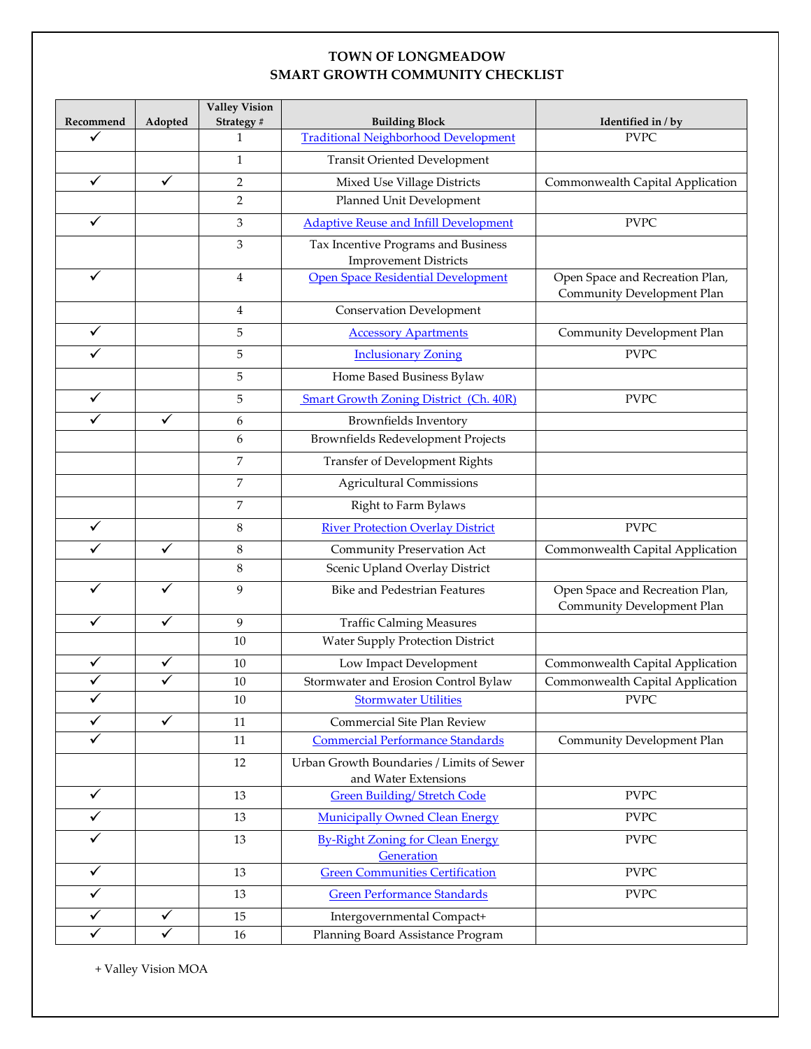# TOWN OF LONGMEADOW
## SMART GROWTH COMMUNITY CHECKLIST

| Recommend | Adopted | Valley Vision Strategy # | Building Block | Identified in / by |
|---|---|---|---|---|
| ✓ | | 1 | Traditional Neighborhood Development | PVPC |
| | | 1 | Transit Oriented Development | |
| ✓ | ✓ | 2 | Mixed Use Village Districts | Commonwealth Capital Application |
| | | 2 | Planned Unit Development | |
| ✓ | | 3 | Adaptive Reuse and Infill Development | PVPC |
| | | 3 | Tax Incentive Programs and Business Improvement Districts | |
| ✓ | | 4 | Open Space Residential Development | Open Space and Recreation Plan, Community Development Plan |
| | | 4 | Conservation Development | |
| ✓ | | 5 | Accessory Apartments | Community Development Plan |
| ✓ | | 5 | Inclusionary Zoning | PVPC |
| | | 5 | Home Based Business Bylaw | |
| ✓ | | 5 | Smart Growth Zoning District (Ch. 40R) | PVPC |
| ✓ | ✓ | 6 | Brownfields Inventory | |
| | | 6 | Brownfields Redevelopment Projects | |
| | | 7 | Transfer of Development Rights | |
| | | 7 | Agricultural Commissions | |
| | | 7 | Right to Farm Bylaws | |
| ✓ | | 8 | River Protection Overlay District | PVPC |
| ✓ | ✓ | 8 | Community Preservation Act | Commonwealth Capital Application |
| | | 8 | Scenic Upland Overlay District | |
| ✓ | ✓ | 9 | Bike and Pedestrian Features | Open Space and Recreation Plan, Community Development Plan |
| ✓ | ✓ | 9 | Traffic Calming Measures | |
| | | 10 | Water Supply Protection District | |
| ✓ | ✓ | 10 | Low Impact Development | Commonwealth Capital Application |
| ✓ | ✓ | 10 | Stormwater and Erosion Control Bylaw | Commonwealth Capital Application |
| ✓ | | 10 | Stormwater Utilities | PVPC |
| ✓ | ✓ | 11 | Commercial Site Plan Review | |
| ✓ | | 11 | Commercial Performance Standards | Community Development Plan |
| | | 12 | Urban Growth Boundaries / Limits of Sewer and Water Extensions | |
| ✓ | | 13 | Green Building/ Stretch Code | PVPC |
| ✓ | | 13 | Municipally Owned Clean Energy | PVPC |
| ✓ | | 13 | By-Right Zoning for Clean Energy Generation | PVPC |
| ✓ | | 13 | Green Communities Certification | PVPC |
| ✓ | | 13 | Green Performance Standards | PVPC |
| ✓ | ✓ | 15 | Intergovernmental Compact+ | |
| ✓ | ✓ | 16 | Planning Board Assistance Program | |

+ Valley Vision MOA